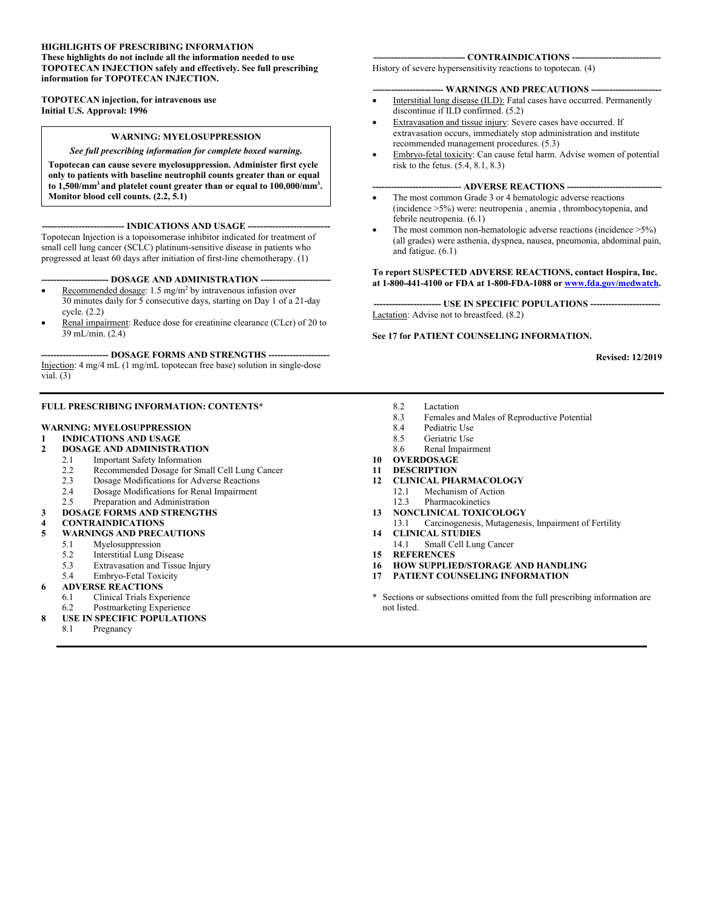**HIGHLIGHTS OF PRESCRIBING INFORMATION**
**These highlights do not include all the information needed to use TOPOTECAN INJECTION safely and effectively. See full prescribing information for TOPOTECAN INJECTION.**

**TOPOTECAN injection, for intravenous use**
**Initial U.S. Approval: 1996**

> **WARNING: MYELOSUPPRESSION**
>
> ***See full prescribing information for complete boxed warning.***
>
> **Topotecan can cause severe myelosuppression. Administer first cycle only to patients with baseline neutrophil counts greater than or equal to 1,500/mm$^3$ and platelet count greater than or equal to 100,000/mm$^3$. Monitor blood cell counts. (2.2, 5.1)**

**--------------------------- INDICATIONS AND USAGE ---------------------------**

Topotecan Injection is a topoisomerase inhibitor indicated for treatment of small cell lung cancer (SCLC) platinum-sensitive disease in patients who progressed at least 60 days after initiation of first-line chemotherapy. (1)

**---------------------- DOSAGE AND ADMINISTRATION ----------------------**

- Recommended dosage: 1.5 mg/m$^2$ by intravenous infusion over 30 minutes daily for 5 consecutive days, starting on Day 1 of a 21-day cycle. (2.2)
- Renal impairment: Reduce dose for creatinine clearance (CLcr) of 20 to 39 mL/min. (2.4)

**---------------------- DOSAGE FORMS AND STRENGTHS --------------------**

Injection: 4 mg/4 mL (1 mg/mL topotecan free base) solution in single-dose vial. (3)

**------------------------------ CONTRAINDICATIONS ------------------------------**

History of severe hypersensitivity reactions to topotecan. (4)

**----------------------- WARNINGS AND PRECAUTIONS -----------------------**

- Interstitial lung disease (ILD): Fatal cases have occurred. Permanently discontinue if ILD confirmed. (5.2)
- Extravasation and tissue injury: Severe cases have occurred. If extravasation occurs, immediately stop administration and institute recommended management procedures. (5.3)
- Embryo-fetal toxicity: Can cause fetal harm. Advise women of potential risk to the fetus. (5.4, 8.1, 8.3)

**----------------------------- ADVERSE REACTIONS -------------------------------**

- The most common Grade 3 or 4 hematologic adverse reactions (incidence >5%) were: neutropenia , anemia , thrombocytopenia, and febrile neutropenia. (6.1)
- The most common non-hematologic adverse reactions (incidence >5%) (all grades) were asthenia, dyspnea, nausea, pneumonia, abdominal pain, and fatigue. (6.1)

**To report SUSPECTED ADVERSE REACTIONS, contact Hospira, Inc. at 1-800-441-4100 or FDA at 1-800-FDA-1088 or www.fda.gov/medwatch.**

**---------------------- USE IN SPECIFIC POPULATIONS ----------------------**

Lactation: Advise not to breastfeed. (8.2)

**See 17 for PATIENT COUNSELING INFORMATION.**

**Revised: 12/2019**

---

**FULL PRESCRIBING INFORMATION: CONTENTS***

**WARNING: MYELOSUPPRESSION**
**1 INDICATIONS AND USAGE**
**2 DOSAGE AND ADMINISTRATION**
 2.1 Important Safety Information
 2.2 Recommended Dosage for Small Cell Lung Cancer
 2.3 Dosage Modifications for Adverse Reactions
 2.4 Dosage Modifications for Renal Impairment
 2.5 Preparation and Administration
**3 DOSAGE FORMS AND STRENGTHS**
**4 CONTRAINDICATIONS**
**5 WARNINGS AND PRECAUTIONS**
 5.1 Myelosuppression
 5.2 Interstitial Lung Disease
 5.3 Extravasation and Tissue Injury
 5.4 Embryo-Fetal Toxicity
**6 ADVERSE REACTIONS**
 6.1 Clinical Trials Experience
 6.2 Postmarketing Experience
**8 USE IN SPECIFIC POPULATIONS**
 8.1 Pregnancy
 8.2 Lactation
 8.3 Females and Males of Reproductive Potential
 8.4 Pediatric Use
 8.5 Geriatric Use
 8.6 Renal Impairment
**10 OVERDOSAGE**
**11 DESCRIPTION**
**12 CLINICAL PHARMACOLOGY**
 12.1 Mechanism of Action
 12.3 Pharmacokinetics
**13 NONCLINICAL TOXICOLOGY**
 13.1 Carcinogenesis, Mutagenesis, Impairment of Fertility
**14 CLINICAL STUDIES**
 14.1 Small Cell Lung Cancer
**15 REFERENCES**
**16 HOW SUPPLIED/STORAGE AND HANDLING**
**17 PATIENT COUNSELING INFORMATION**

\* Sections or subsections omitted from the full prescribing information are not listed.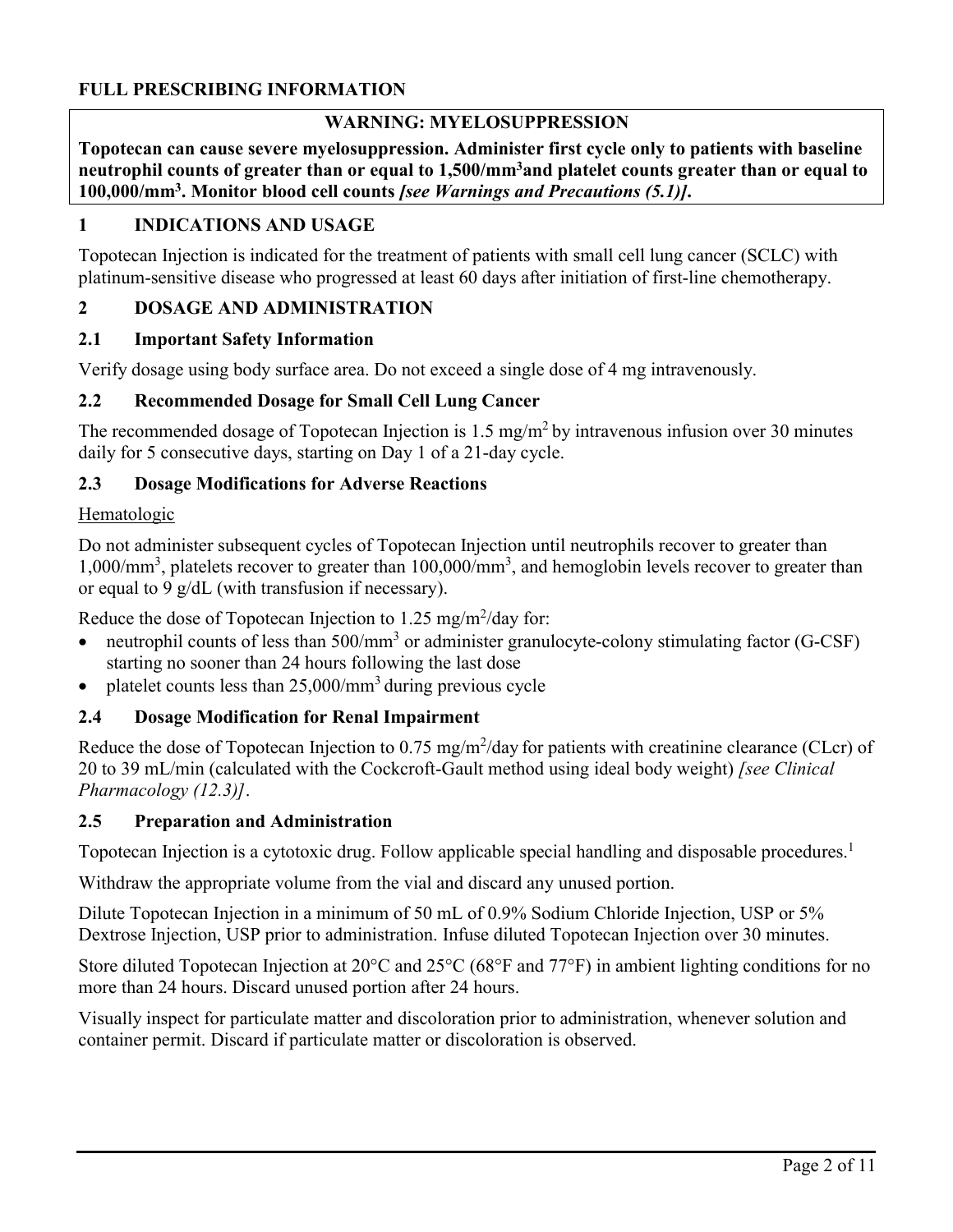# FULL PRESCRIBING INFORMATION

> **WARNING: MYELOSUPPRESSION**
>
> **Topotecan can cause severe myelosuppression. Administer first cycle only to patients with baseline neutrophil counts of greater than or equal to 1,500/mm$^3$ and platelet counts greater than or equal to 100,000/mm$^3$. Monitor blood cell counts *[see Warnings and Precautions (5.1)]*.**

## 1 INDICATIONS AND USAGE

Topotecan Injection is indicated for the treatment of patients with small cell lung cancer (SCLC) with platinum-sensitive disease who progressed at least 60 days after initiation of first-line chemotherapy.

## 2 DOSAGE AND ADMINISTRATION

### 2.1 Important Safety Information

Verify dosage using body surface area. Do not exceed a single dose of 4 mg intravenously.

### 2.2 Recommended Dosage for Small Cell Lung Cancer

The recommended dosage of Topotecan Injection is 1.5 mg/m$^2$ by intravenous infusion over 30 minutes daily for 5 consecutive days, starting on Day 1 of a 21-day cycle.

### 2.3 Dosage Modifications for Adverse Reactions

<u>Hematologic</u>

Do not administer subsequent cycles of Topotecan Injection until neutrophils recover to greater than 1,000/mm$^3$, platelets recover to greater than 100,000/mm$^3$, and hemoglobin levels recover to greater than or equal to 9 g/dL (with transfusion if necessary).

Reduce the dose of Topotecan Injection to 1.25 mg/m$^2$/day for:

- neutrophil counts of less than 500/mm$^3$ or administer granulocyte-colony stimulating factor (G-CSF) starting no sooner than 24 hours following the last dose
- platelet counts less than 25,000/mm$^3$ during previous cycle

### 2.4 Dosage Modification for Renal Impairment

Reduce the dose of Topotecan Injection to 0.75 mg/m$^2$/day for patients with creatinine clearance (CLcr) of 20 to 39 mL/min (calculated with the Cockcroft-Gault method using ideal body weight) *[see Clinical Pharmacology (12.3)]*.

### 2.5 Preparation and Administration

Topotecan Injection is a cytotoxic drug. Follow applicable special handling and disposable procedures.[1]

Withdraw the appropriate volume from the vial and discard any unused portion.

Dilute Topotecan Injection in a minimum of 50 mL of 0.9% Sodium Chloride Injection, USP or 5% Dextrose Injection, USP prior to administration. Infuse diluted Topotecan Injection over 30 minutes.

Store diluted Topotecan Injection at 20°C and 25°C (68°F and 77°F) in ambient lighting conditions for no more than 24 hours. Discard unused portion after 24 hours.

Visually inspect for particulate matter and discoloration prior to administration, whenever solution and container permit. Discard if particulate matter or discoloration is observed.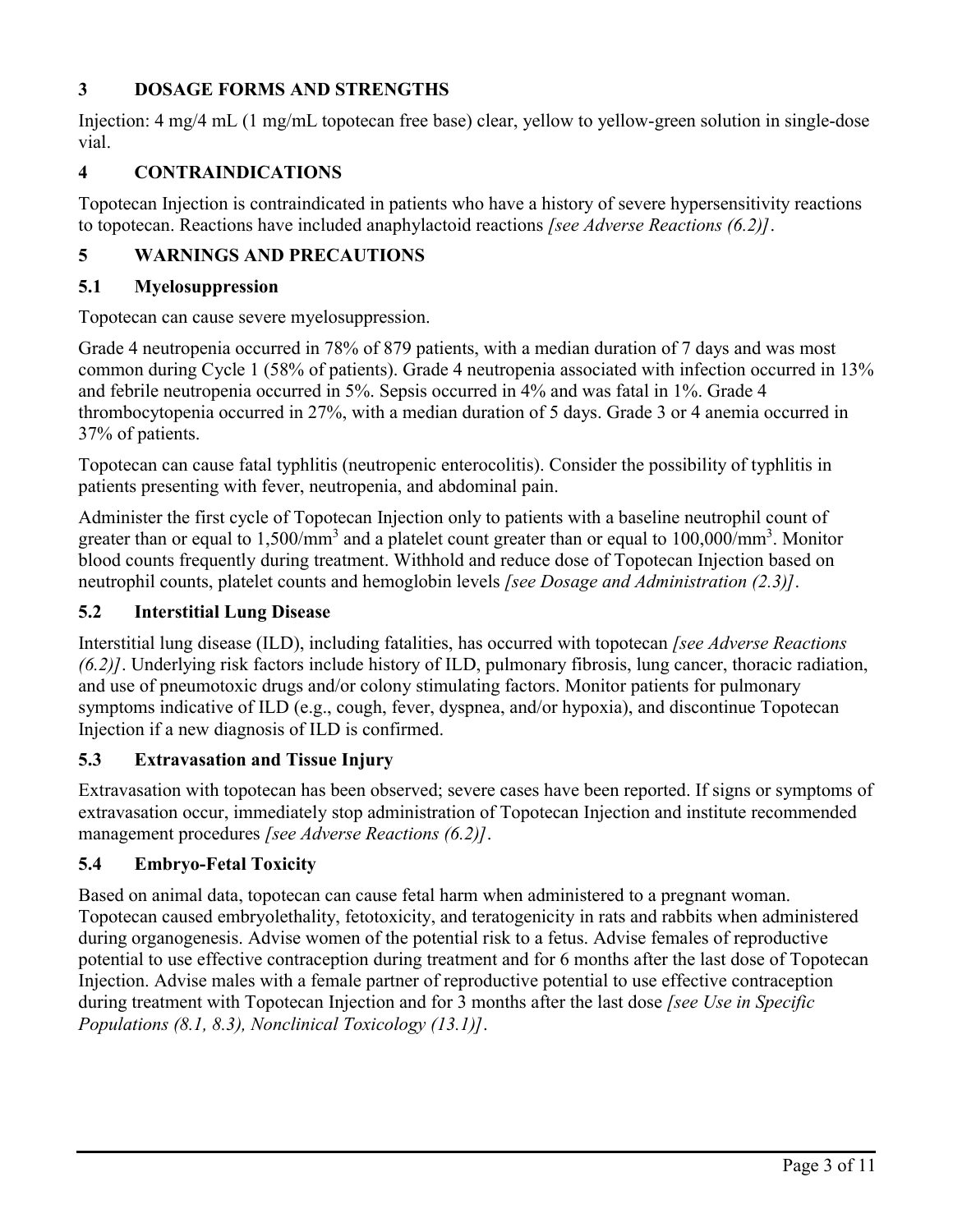## 3 DOSAGE FORMS AND STRENGTHS

Injection: 4 mg/4 mL (1 mg/mL topotecan free base) clear, yellow to yellow-green solution in single-dose vial.

## 4 CONTRAINDICATIONS

Topotecan Injection is contraindicated in patients who have a history of severe hypersensitivity reactions to topotecan. Reactions have included anaphylactoid reactions *[see Adverse Reactions (6.2)]*.

## 5 WARNINGS AND PRECAUTIONS

### 5.1 Myelosuppression

Topotecan can cause severe myelosuppression.

Grade 4 neutropenia occurred in 78% of 879 patients, with a median duration of 7 days and was most common during Cycle 1 (58% of patients). Grade 4 neutropenia associated with infection occurred in 13% and febrile neutropenia occurred in 5%. Sepsis occurred in 4% and was fatal in 1%. Grade 4 thrombocytopenia occurred in 27%, with a median duration of 5 days. Grade 3 or 4 anemia occurred in 37% of patients.

Topotecan can cause fatal typhlitis (neutropenic enterocolitis). Consider the possibility of typhlitis in patients presenting with fever, neutropenia, and abdominal pain.

Administer the first cycle of Topotecan Injection only to patients with a baseline neutrophil count of greater than or equal to 1,500/$mm^3$ and a platelet count greater than or equal to 100,000/$mm^3$. Monitor blood counts frequently during treatment. Withhold and reduce dose of Topotecan Injection based on neutrophil counts, platelet counts and hemoglobin levels *[see Dosage and Administration (2.3)]*.

### 5.2 Interstitial Lung Disease

Interstitial lung disease (ILD), including fatalities, has occurred with topotecan *[see Adverse Reactions (6.2)]*. Underlying risk factors include history of ILD, pulmonary fibrosis, lung cancer, thoracic radiation, and use of pneumotoxic drugs and/or colony stimulating factors. Monitor patients for pulmonary symptoms indicative of ILD (e.g., cough, fever, dyspnea, and/or hypoxia), and discontinue Topotecan Injection if a new diagnosis of ILD is confirmed.

### 5.3 Extravasation and Tissue Injury

Extravasation with topotecan has been observed; severe cases have been reported. If signs or symptoms of extravasation occur, immediately stop administration of Topotecan Injection and institute recommended management procedures *[see Adverse Reactions (6.2)]*.

### 5.4 Embryo-Fetal Toxicity

Based on animal data, topotecan can cause fetal harm when administered to a pregnant woman. Topotecan caused embryolethality, fetotoxicity, and teratogenicity in rats and rabbits when administered during organogenesis. Advise women of the potential risk to a fetus. Advise females of reproductive potential to use effective contraception during treatment and for 6 months after the last dose of Topotecan Injection. Advise males with a female partner of reproductive potential to use effective contraception during treatment with Topotecan Injection and for 3 months after the last dose *[see Use in Specific Populations (8.1, 8.3), Nonclinical Toxicology (13.1)]*.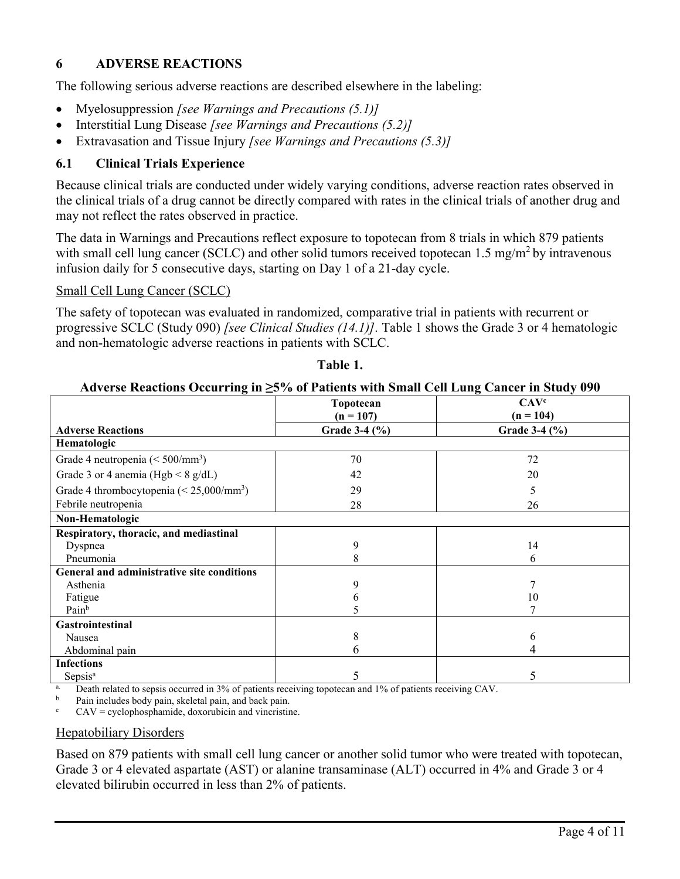## 6 ADVERSE REACTIONS

The following serious adverse reactions are described elsewhere in the labeling:

- Myelosuppression *[see Warnings and Precautions (5.1)]*
- Interstitial Lung Disease *[see Warnings and Precautions (5.2)]*
- Extravasation and Tissue Injury *[see Warnings and Precautions (5.3)]*

### 6.1 Clinical Trials Experience

Because clinical trials are conducted under widely varying conditions, adverse reaction rates observed in the clinical trials of a drug cannot be directly compared with rates in the clinical trials of another drug and may not reflect the rates observed in practice.

The data in Warnings and Precautions reflect exposure to topotecan from 8 trials in which 879 patients with small cell lung cancer (SCLC) and other solid tumors received topotecan 1.5 mg/m$^2$ by intravenous infusion daily for 5 consecutive days, starting on Day 1 of a 21-day cycle.

Small Cell Lung Cancer (SCLC)

The safety of topotecan was evaluated in randomized, comparative trial in patients with recurrent or progressive SCLC (Study 090) *[see Clinical Studies (14.1)]*. Table 1 shows the Grade 3 or 4 hematologic and non-hematologic adverse reactions in patients with SCLC.

**Table 1.**

**Adverse Reactions Occurring in ≥5% of Patients with Small Cell Lung Cancer in Study 090**

| | Topotecan (n = 107) | CAV[c] (n = 104) |
|---|---|---|
| **Adverse Reactions** | **Grade 3-4 (%)** | **Grade 3-4 (%)** |
| **Hematologic** | | |
| Grade 4 neutropenia (< 500/mm$^3$) | 70 | 72 |
| Grade 3 or 4 anemia (Hgb < 8 g/dL) | 42 | 20 |
| Grade 4 thrombocytopenia (< 25,000/mm$^3$) | 29 | 5 |
| Febrile neutropenia | 28 | 26 |
| **Non-Hematologic** | | |
| **Respiratory, thoracic, and mediastinal** | | |
| Dyspnea | 9 | 14 |
| Pneumonia | 8 | 6 |
| **General and administrative site conditions** | | |
| Asthenia | 9 | 7 |
| Fatigue | 6 | 10 |
| Pain[b] | 5 | 7 |
| **Gastrointestinal** | | |
| Nausea | 8 | 6 |
| Abdominal pain | 6 | 4 |
| **Infections** | | |
| Sepsis[a] | 5 | 5 |

[a] Death related to sepsis occurred in 3% of patients receiving topotecan and 1% of patients receiving CAV.
[b] Pain includes body pain, skeletal pain, and back pain.
[c] CAV = cyclophosphamide, doxorubicin and vincristine.

Hepatobiliary Disorders

Based on 879 patients with small cell lung cancer or another solid tumor who were treated with topotecan, Grade 3 or 4 elevated aspartate (AST) or alanine transaminase (ALT) occurred in 4% and Grade 3 or 4 elevated bilirubin occurred in less than 2% of patients.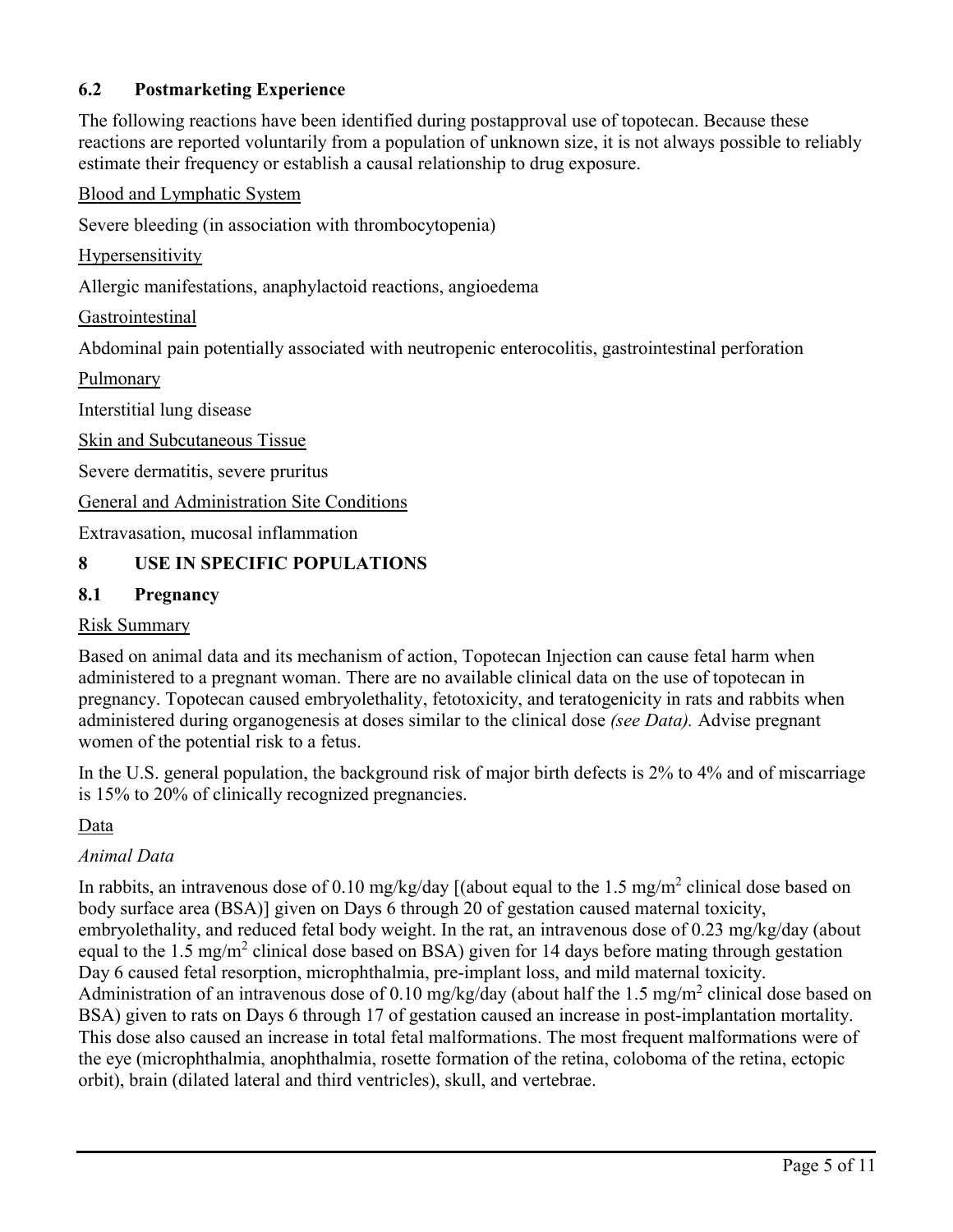### 6.2 Postmarketing Experience

The following reactions have been identified during postapproval use of topotecan. Because these reactions are reported voluntarily from a population of unknown size, it is not always possible to reliably estimate their frequency or establish a causal relationship to drug exposure.

Blood and Lymphatic System

Severe bleeding (in association with thrombocytopenia)

Hypersensitivity

Allergic manifestations, anaphylactoid reactions, angioedema

Gastrointestinal

Abdominal pain potentially associated with neutropenic enterocolitis, gastrointestinal perforation

Pulmonary

Interstitial lung disease

Skin and Subcutaneous Tissue

Severe dermatitis, severe pruritus

General and Administration Site Conditions

Extravasation, mucosal inflammation

## 8 USE IN SPECIFIC POPULATIONS

### 8.1 Pregnancy

Risk Summary

Based on animal data and its mechanism of action, Topotecan Injection can cause fetal harm when administered to a pregnant woman. There are no available clinical data on the use of topotecan in pregnancy. Topotecan caused embryolethality, fetotoxicity, and teratogenicity in rats and rabbits when administered during organogenesis at doses similar to the clinical dose *(see Data).* Advise pregnant women of the potential risk to a fetus.

In the U.S. general population, the background risk of major birth defects is 2% to 4% and of miscarriage is 15% to 20% of clinically recognized pregnancies.

Data

*Animal Data*

In rabbits, an intravenous dose of 0.10 mg/kg/day [(about equal to the 1.5 mg/$m^2$ clinical dose based on body surface area (BSA)] given on Days 6 through 20 of gestation caused maternal toxicity, embryolethality, and reduced fetal body weight. In the rat, an intravenous dose of 0.23 mg/kg/day (about equal to the 1.5 mg/$m^2$ clinical dose based on BSA) given for 14 days before mating through gestation Day 6 caused fetal resorption, microphthalmia, pre-implant loss, and mild maternal toxicity. Administration of an intravenous dose of 0.10 mg/kg/day (about half the 1.5 mg/$m^2$ clinical dose based on BSA) given to rats on Days 6 through 17 of gestation caused an increase in post-implantation mortality. This dose also caused an increase in total fetal malformations. The most frequent malformations were of the eye (microphthalmia, anophthalmia, rosette formation of the retina, coloboma of the retina, ectopic orbit), brain (dilated lateral and third ventricles), skull, and vertebrae.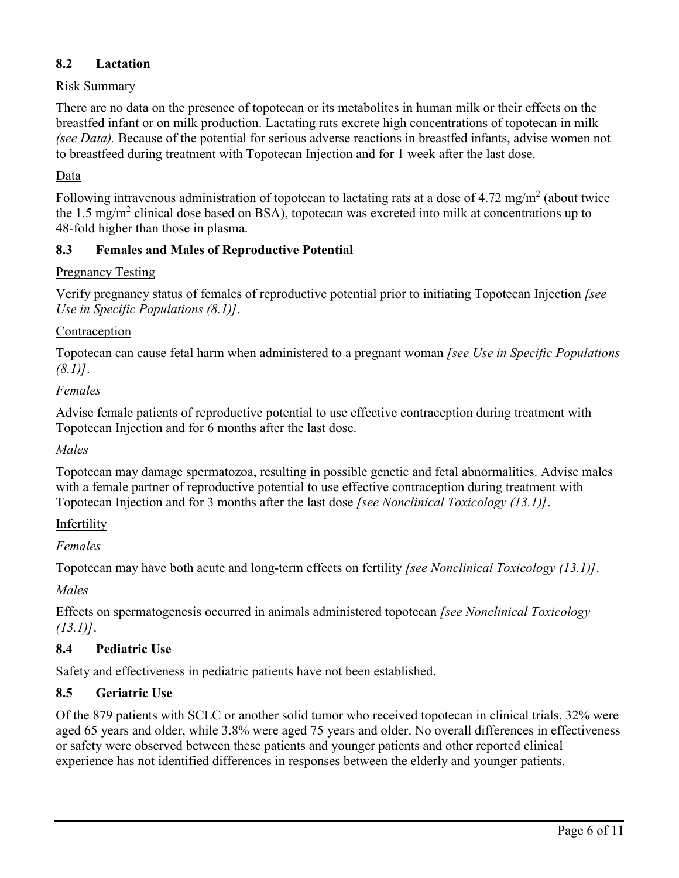### 8.2 Lactation

Risk Summary

There are no data on the presence of topotecan or its metabolites in human milk or their effects on the breastfed infant or on milk production. Lactating rats excrete high concentrations of topotecan in milk *(see Data).* Because of the potential for serious adverse reactions in breastfed infants, advise women not to breastfeed during treatment with Topotecan Injection and for 1 week after the last dose.

Data

Following intravenous administration of topotecan to lactating rats at a dose of 4.72 $mg/m^2$ (about twice the 1.5 $mg/m^2$ clinical dose based on BSA), topotecan was excreted into milk at concentrations up to 48-fold higher than those in plasma.

### 8.3 Females and Males of Reproductive Potential

Pregnancy Testing

Verify pregnancy status of females of reproductive potential prior to initiating Topotecan Injection *[see Use in Specific Populations (8.1)]*.

Contraception

Topotecan can cause fetal harm when administered to a pregnant woman *[see Use in Specific Populations (8.1)]*.

*Females*

Advise female patients of reproductive potential to use effective contraception during treatment with Topotecan Injection and for 6 months after the last dose.

*Males*

Topotecan may damage spermatozoa, resulting in possible genetic and fetal abnormalities. Advise males with a female partner of reproductive potential to use effective contraception during treatment with Topotecan Injection and for 3 months after the last dose *[see Nonclinical Toxicology (13.1)]*.

Infertility

*Females*

Topotecan may have both acute and long-term effects on fertility *[see Nonclinical Toxicology (13.1)]*.

*Males*

Effects on spermatogenesis occurred in animals administered topotecan *[see Nonclinical Toxicology (13.1)]*.

### 8.4 Pediatric Use

Safety and effectiveness in pediatric patients have not been established.

### 8.5 Geriatric Use

Of the 879 patients with SCLC or another solid tumor who received topotecan in clinical trials, 32% were aged 65 years and older, while 3.8% were aged 75 years and older. No overall differences in effectiveness or safety were observed between these patients and younger patients and other reported clinical experience has not identified differences in responses between the elderly and younger patients.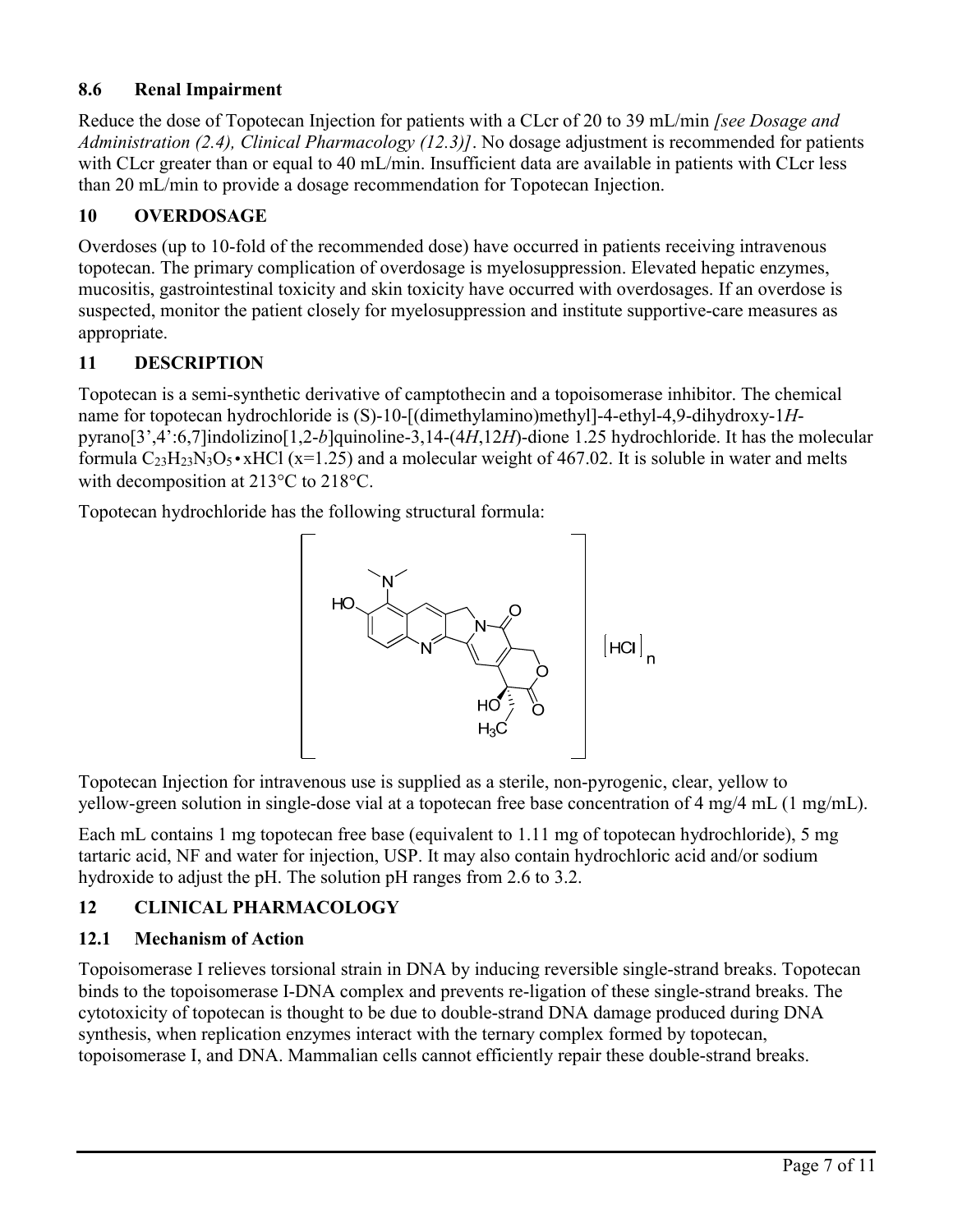### 8.6 Renal Impairment

Reduce the dose of Topotecan Injection for patients with a CLcr of 20 to 39 mL/min *[see Dosage and Administration (2.4), Clinical Pharmacology (12.3)]*. No dosage adjustment is recommended for patients with CLcr greater than or equal to 40 mL/min. Insufficient data are available in patients with CLcr less than 20 mL/min to provide a dosage recommendation for Topotecan Injection.

## 10 OVERDOSAGE

Overdoses (up to 10-fold of the recommended dose) have occurred in patients receiving intravenous topotecan. The primary complication of overdosage is myelosuppression. Elevated hepatic enzymes, mucositis, gastrointestinal toxicity and skin toxicity have occurred with overdosages. If an overdose is suspected, monitor the patient closely for myelosuppression and institute supportive-care measures as appropriate.

## 11 DESCRIPTION

Topotecan is a semi-synthetic derivative of camptothecin and a topoisomerase inhibitor. The chemical name for topotecan hydrochloride is (S)-10-[(dimethylamino)methyl]-4-ethyl-4,9-dihydroxy-1*H*-pyrano[3',4':6,7]indolizino[1,2-*b*]quinoline-3,14-(4*H*,12*H*)-dione 1.25 hydrochloride. It has the molecular formula $C_{23}H_{23}N_3O_5 \cdot xHCl$ (x=1.25) and a molecular weight of 467.02. It is soluble in water and melts with decomposition at 213°C to 218°C.

Topotecan hydrochloride has the following structural formula:

Topotecan Injection for intravenous use is supplied as a sterile, non-pyrogenic, clear, yellow to yellow-green solution in single-dose vial at a topotecan free base concentration of 4 mg/4 mL (1 mg/mL).

Each mL contains 1 mg topotecan free base (equivalent to 1.11 mg of topotecan hydrochloride), 5 mg tartaric acid, NF and water for injection, USP. It may also contain hydrochloric acid and/or sodium hydroxide to adjust the pH. The solution pH ranges from 2.6 to 3.2.

## 12 CLINICAL PHARMACOLOGY

### 12.1 Mechanism of Action

Topoisomerase I relieves torsional strain in DNA by inducing reversible single-strand breaks. Topotecan binds to the topoisomerase I-DNA complex and prevents re-ligation of these single-strand breaks. The cytotoxicity of topotecan is thought to be due to double-strand DNA damage produced during DNA synthesis, when replication enzymes interact with the ternary complex formed by topotecan, topoisomerase I, and DNA. Mammalian cells cannot efficiently repair these double-strand breaks.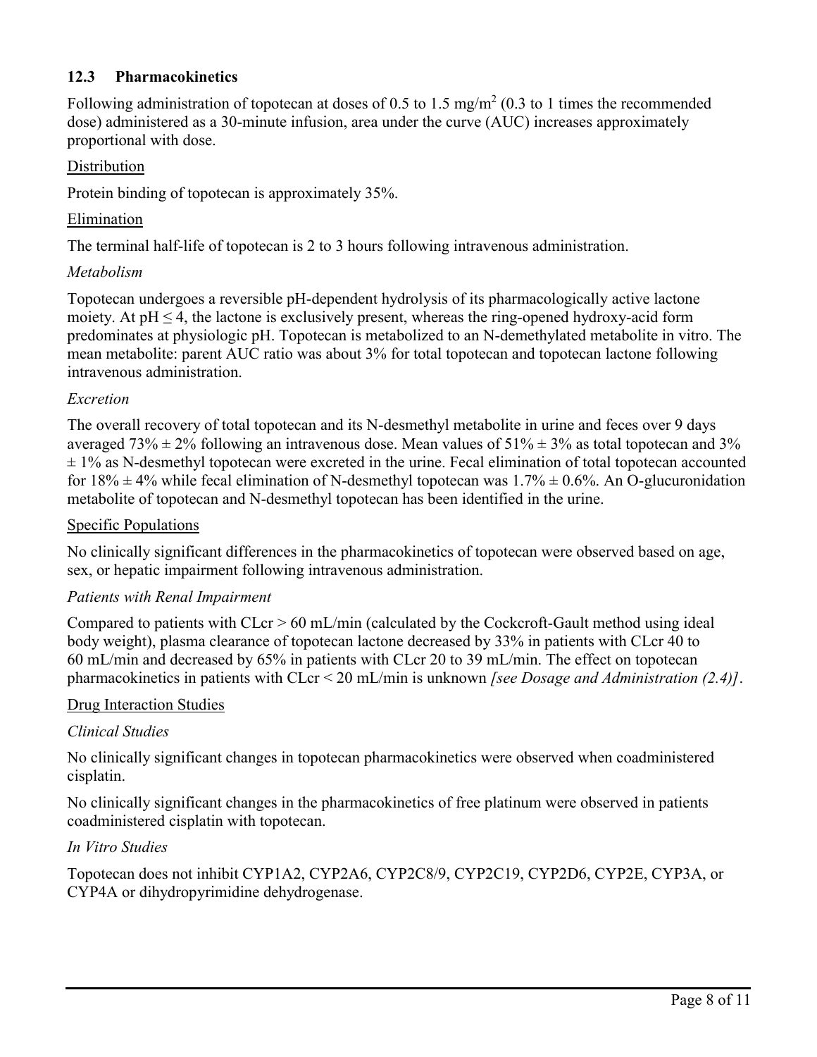## 12.3 Pharmacokinetics

Following administration of topotecan at doses of 0.5 to 1.5 mg/m$^2$ (0.3 to 1 times the recommended dose) administered as a 30-minute infusion, area under the curve (AUC) increases approximately proportional with dose.

<u>Distribution</u>

Protein binding of topotecan is approximately 35%.

<u>Elimination</u>

The terminal half-life of topotecan is 2 to 3 hours following intravenous administration.

*Metabolism*

Topotecan undergoes a reversible pH-dependent hydrolysis of its pharmacologically active lactone moiety. At pH $\leq$ 4, the lactone is exclusively present, whereas the ring-opened hydroxy-acid form predominates at physiologic pH. Topotecan is metabolized to an N-demethylated metabolite in vitro. The mean metabolite: parent AUC ratio was about 3% for total topotecan and topotecan lactone following intravenous administration.

*Excretion*

The overall recovery of total topotecan and its N-desmethyl metabolite in urine and feces over 9 days averaged 73% ± 2% following an intravenous dose. Mean values of 51% ± 3% as total topotecan and 3% ± 1% as N-desmethyl topotecan were excreted in the urine. Fecal elimination of total topotecan accounted for 18% ± 4% while fecal elimination of N-desmethyl topotecan was 1.7% ± 0.6%. An O-glucuronidation metabolite of topotecan and N-desmethyl topotecan has been identified in the urine.

<u>Specific Populations</u>

No clinically significant differences in the pharmacokinetics of topotecan were observed based on age, sex, or hepatic impairment following intravenous administration.

*Patients with Renal Impairment*

Compared to patients with CLcr > 60 mL/min (calculated by the Cockcroft-Gault method using ideal body weight), plasma clearance of topotecan lactone decreased by 33% in patients with CLcr 40 to 60 mL/min and decreased by 65% in patients with CLcr 20 to 39 mL/min. The effect on topotecan pharmacokinetics in patients with CLcr < 20 mL/min is unknown *[see Dosage and Administration (2.4)]*.

<u>Drug Interaction Studies</u>

*Clinical Studies*

No clinically significant changes in topotecan pharmacokinetics were observed when coadministered cisplatin.

No clinically significant changes in the pharmacokinetics of free platinum were observed in patients coadministered cisplatin with topotecan.

*In Vitro Studies*

Topotecan does not inhibit CYP1A2, CYP2A6, CYP2C8/9, CYP2C19, CYP2D6, CYP2E, CYP3A, or CYP4A or dihydropyrimidine dehydrogenase.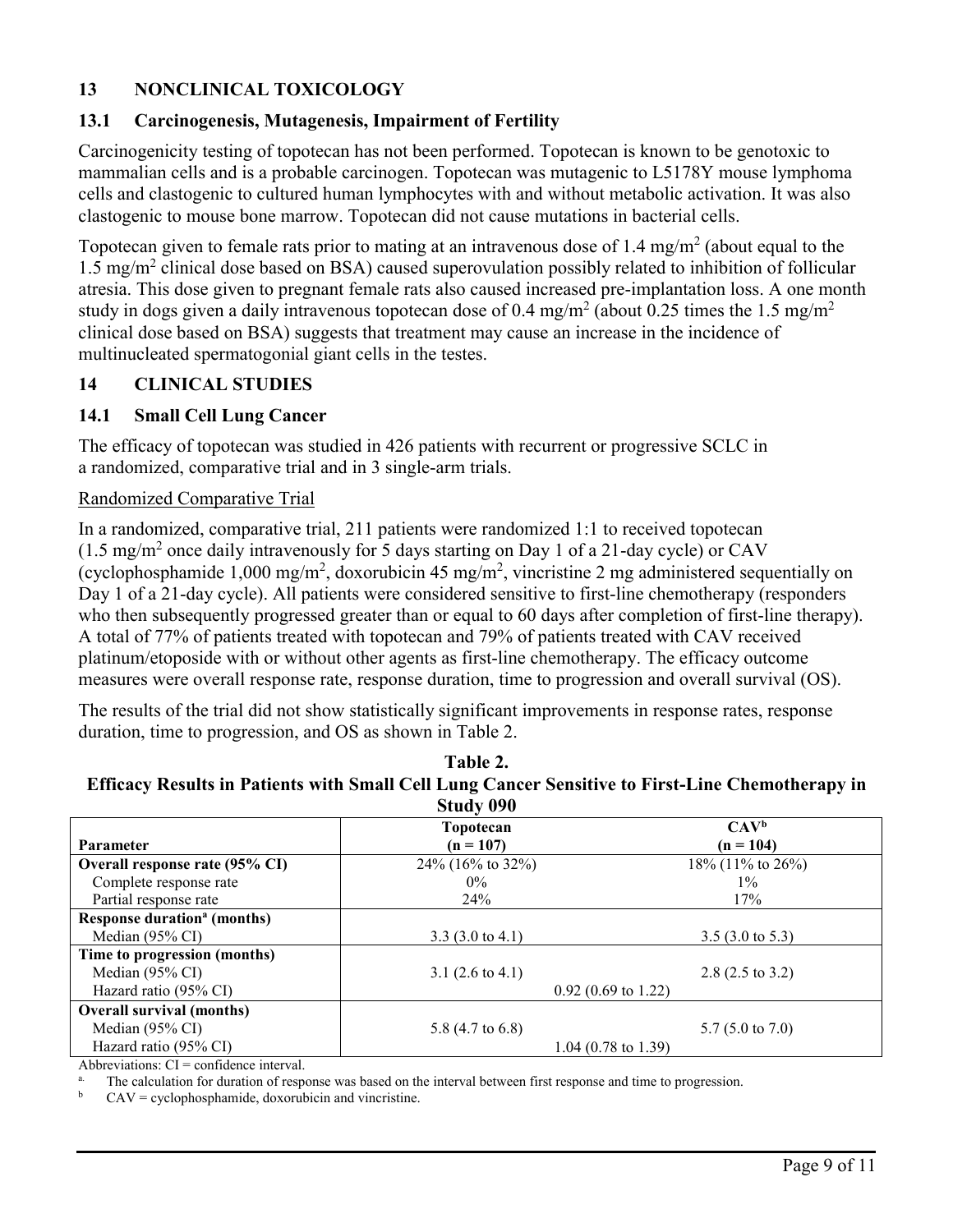## 13 NONCLINICAL TOXICOLOGY

### 13.1 Carcinogenesis, Mutagenesis, Impairment of Fertility

Carcinogenicity testing of topotecan has not been performed. Topotecan is known to be genotoxic to mammalian cells and is a probable carcinogen. Topotecan was mutagenic to L5178Y mouse lymphoma cells and clastogenic to cultured human lymphocytes with and without metabolic activation. It was also clastogenic to mouse bone marrow. Topotecan did not cause mutations in bacterial cells.

Topotecan given to female rats prior to mating at an intravenous dose of 1.4 mg/m$^2$ (about equal to the 1.5 mg/m$^2$ clinical dose based on BSA) caused superovulation possibly related to inhibition of follicular atresia. This dose given to pregnant female rats also caused increased pre-implantation loss. A one month study in dogs given a daily intravenous topotecan dose of 0.4 mg/m$^2$ (about 0.25 times the 1.5 mg/m$^2$ clinical dose based on BSA) suggests that treatment may cause an increase in the incidence of multinucleated spermatogonial giant cells in the testes.

## 14 CLINICAL STUDIES

### 14.1 Small Cell Lung Cancer

The efficacy of topotecan was studied in 426 patients with recurrent or progressive SCLC in a randomized, comparative trial and in 3 single-arm trials.

Randomized Comparative Trial

In a randomized, comparative trial, 211 patients were randomized 1:1 to received topotecan (1.5 mg/m$^2$ once daily intravenously for 5 days starting on Day 1 of a 21-day cycle) or CAV (cyclophosphamide 1,000 mg/m$^2$, doxorubicin 45 mg/m$^2$, vincristine 2 mg administered sequentially on Day 1 of a 21-day cycle). All patients were considered sensitive to first-line chemotherapy (responders who then subsequently progressed greater than or equal to 60 days after completion of first-line therapy). A total of 77% of patients treated with topotecan and 79% of patients treated with CAV received platinum/etoposide with or without other agents as first-line chemotherapy. The efficacy outcome measures were overall response rate, response duration, time to progression and overall survival (OS).

The results of the trial did not show statistically significant improvements in response rates, response duration, time to progression, and OS as shown in Table 2.

**Table 2.**
**Efficacy Results in Patients with Small Cell Lung Cancer Sensitive to First-Line Chemotherapy in Study 090**

| Parameter | Topotecan (n = 107) | CAV[b] (n = 104) |
|---|---|---|
| **Overall response rate (95% CI)** | 24% (16% to 32%) | 18% (11% to 26%) |
| Complete response rate | 0% | 1% |
| Partial response rate | 24% | 17% |
| **Response duration[a] (months)** | | |
| Median (95% CI) | 3.3 (3.0 to 4.1) | 3.5 (3.0 to 5.3) |
| **Time to progression (months)** | | |
| Median (95% CI) | 3.1 (2.6 to 4.1) | 2.8 (2.5 to 3.2) |
| Hazard ratio (95% CI) | 0.92 (0.69 to 1.22) | |
| **Overall survival (months)** | | |
| Median (95% CI) | 5.8 (4.7 to 6.8) | 5.7 (5.0 to 7.0) |
| Hazard ratio (95% CI) | 1.04 (0.78 to 1.39) | |

Abbreviations: CI = confidence interval.

[a] The calculation for duration of response was based on the interval between first response and time to progression.

[b] CAV = cyclophosphamide, doxorubicin and vincristine.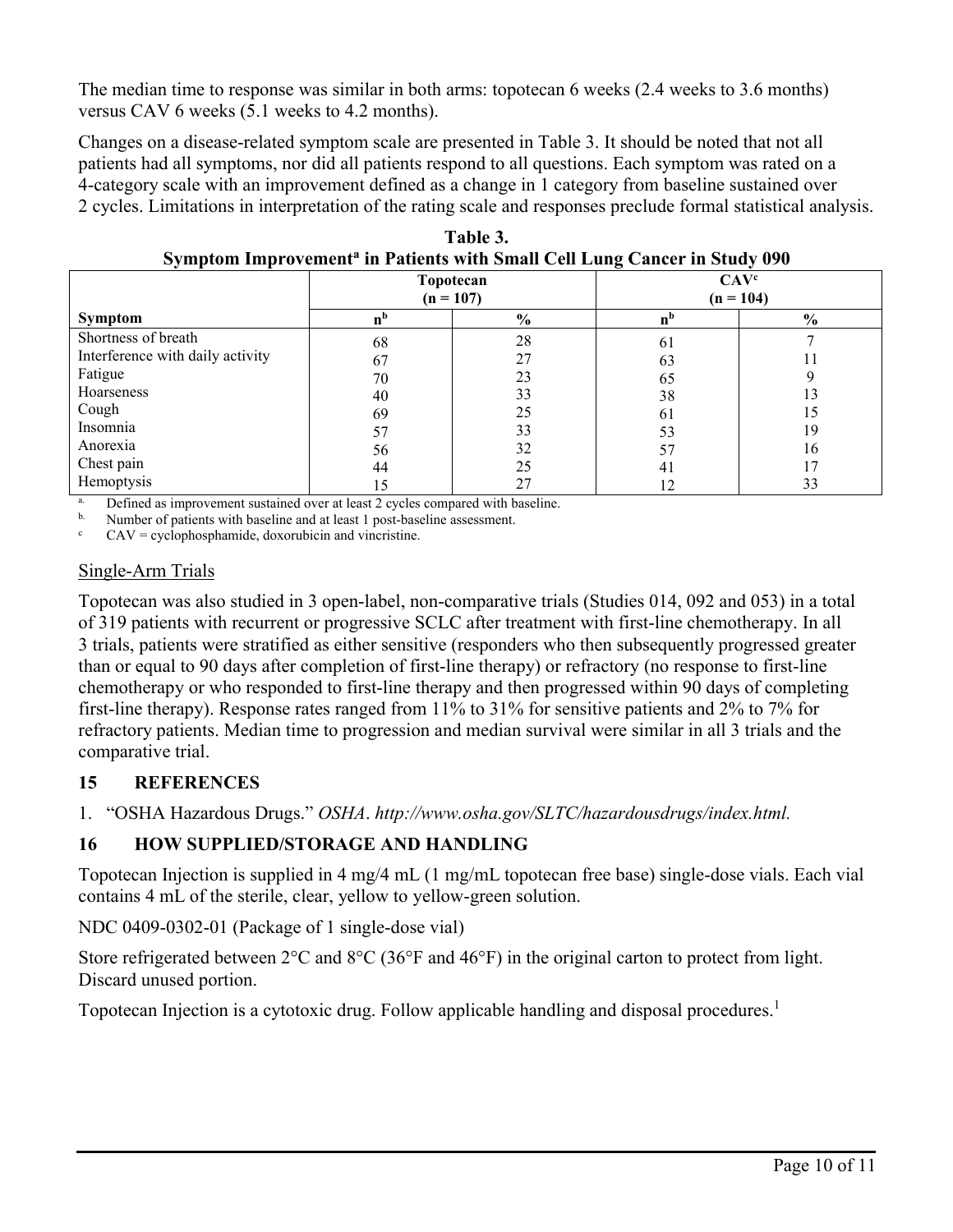The median time to response was similar in both arms: topotecan 6 weeks (2.4 weeks to 3.6 months) versus CAV 6 weeks (5.1 weeks to 4.2 months).

Changes on a disease-related symptom scale are presented in Table 3. It should be noted that not all patients had all symptoms, nor did all patients respond to all questions. Each symptom was rated on a 4-category scale with an improvement defined as a change in 1 category from baseline sustained over 2 cycles. Limitations in interpretation of the rating scale and responses preclude formal statistical analysis.

**Table 3.**
**Symptom Improvement[a] in Patients with Small Cell Lung Cancer in Study 090**

| | Topotecan (n = 107) | | CAV[c] (n = 104) | |
|---|---|---|---|---|
| **Symptom** | **n[b]** | **%** | **n[b]** | **%** |
| Shortness of breath | 68 | 28 | 61 | 7 |
| Interference with daily activity | 67 | 27 | 63 | 11 |
| Fatigue | 70 | 23 | 65 | 9 |
| Hoarseness | 40 | 33 | 38 | 13 |
| Cough | 69 | 25 | 61 | 15 |
| Insomnia | 57 | 33 | 53 | 19 |
| Anorexia | 56 | 32 | 57 | 16 |
| Chest pain | 44 | 25 | 41 | 17 |
| Hemoptysis | 15 | 27 | 12 | 33 |

[a] Defined as improvement sustained over at least 2 cycles compared with baseline.
[b] Number of patients with baseline and at least 1 post-baseline assessment.
[c] CAV = cyclophosphamide, doxorubicin and vincristine.

Single-Arm Trials

Topotecan was also studied in 3 open-label, non-comparative trials (Studies 014, 092 and 053) in a total of 319 patients with recurrent or progressive SCLC after treatment with first-line chemotherapy. In all 3 trials, patients were stratified as either sensitive (responders who then subsequently progressed greater than or equal to 90 days after completion of first-line therapy) or refractory (no response to first-line chemotherapy or who responded to first-line therapy and then progressed within 90 days of completing first-line therapy). Response rates ranged from 11% to 31% for sensitive patients and 2% to 7% for refractory patients. Median time to progression and median survival were similar in all 3 trials and the comparative trial.

## 15 REFERENCES

1. "OSHA Hazardous Drugs." *OSHA*. *http://www.osha.gov/SLTC/hazardousdrugs/index.html.*

## 16 HOW SUPPLIED/STORAGE AND HANDLING

Topotecan Injection is supplied in 4 mg/4 mL (1 mg/mL topotecan free base) single-dose vials. Each vial contains 4 mL of the sterile, clear, yellow to yellow-green solution.

NDC 0409-0302-01 (Package of 1 single-dose vial)

Store refrigerated between 2°C and 8°C (36°F and 46°F) in the original carton to protect from light. Discard unused portion.

Topotecan Injection is a cytotoxic drug. Follow applicable handling and disposal procedures.[1]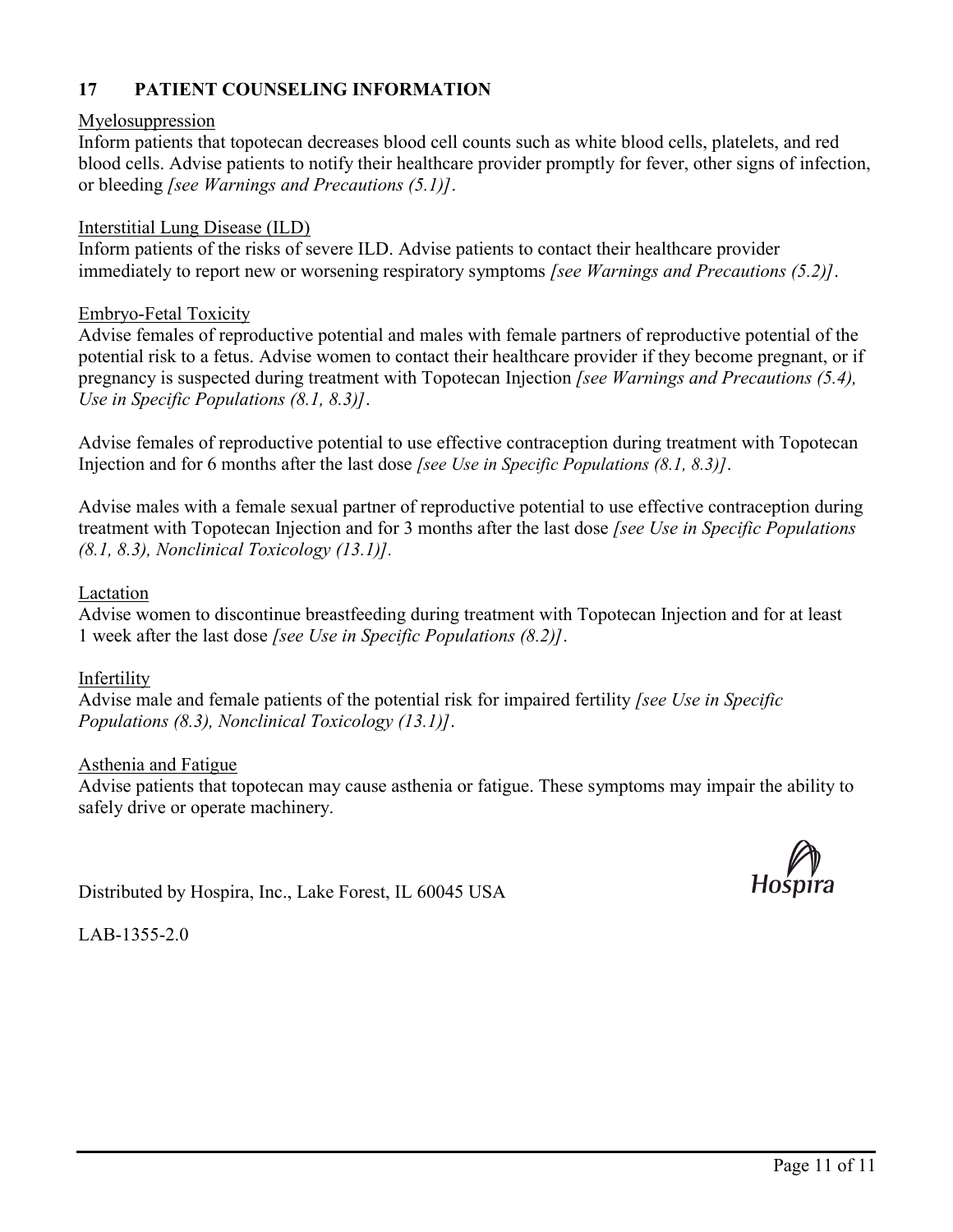## 17 PATIENT COUNSELING INFORMATION

Myelosuppression

Inform patients that topotecan decreases blood cell counts such as white blood cells, platelets, and red blood cells. Advise patients to notify their healthcare provider promptly for fever, other signs of infection, or bleeding *[see Warnings and Precautions (5.1)]*.

Interstitial Lung Disease (ILD)

Inform patients of the risks of severe ILD. Advise patients to contact their healthcare provider immediately to report new or worsening respiratory symptoms *[see Warnings and Precautions (5.2)]*.

Embryo-Fetal Toxicity

Advise females of reproductive potential and males with female partners of reproductive potential of the potential risk to a fetus. Advise women to contact their healthcare provider if they become pregnant, or if pregnancy is suspected during treatment with Topotecan Injection *[see Warnings and Precautions (5.4), Use in Specific Populations (8.1, 8.3)]*.

Advise females of reproductive potential to use effective contraception during treatment with Topotecan Injection and for 6 months after the last dose *[see Use in Specific Populations (8.1, 8.3)]*.

Advise males with a female sexual partner of reproductive potential to use effective contraception during treatment with Topotecan Injection and for 3 months after the last dose *[see Use in Specific Populations (8.1, 8.3), Nonclinical Toxicology (13.1)]*.

Lactation

Advise women to discontinue breastfeeding during treatment with Topotecan Injection and for at least 1 week after the last dose *[see Use in Specific Populations (8.2)]*.

Infertility

Advise male and female patients of the potential risk for impaired fertility *[see Use in Specific Populations (8.3), Nonclinical Toxicology (13.1)]*.

Asthenia and Fatigue

Advise patients that topotecan may cause asthenia or fatigue. These symptoms may impair the ability to safely drive or operate machinery.

Distributed by Hospira, Inc., Lake Forest, IL 60045 USA

Hospira

LAB-1355-2.0